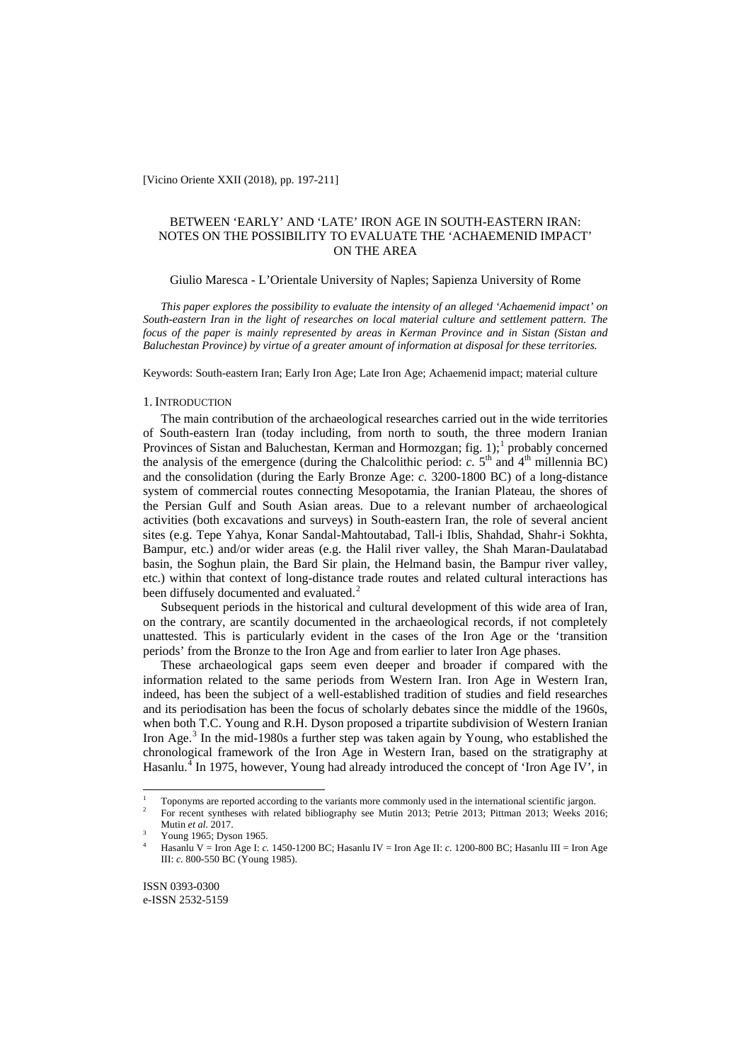[Vicino Oriente XXII (2018), pp. 197-211]

# BETWEEN 'EARLY' AND 'LATE' IRON AGE IN SOUTH-EASTERN IRAN: NOTES ON THE POSSIBILITY TO EVALUATE THE 'ACHAEMENID IMPACT' ON THE AREA

Giulio Maresca - L'Orientale University of Naples; Sapienza University of Rome

*This paper explores the possibility to evaluate the intensity of an alleged 'Achaemenid impact' on South-eastern Iran in the light of researches on local material culture and settlement pattern. The focus of the paper is mainly represented by areas in Kerman Province and in Sistan (Sistan and Baluchestan Province) by virtue of a greater amount of information at disposal for these territories.*

Keywords: South-eastern Iran; Early Iron Age; Late Iron Age; Achaemenid impact; material culture

## 1. Introduction

The main contribution of the archaeological researches carried out in the wide territories of South-eastern Iran (today including, from north to south, the three modern Iranian Provinces of Sistan and Baluchestan, Kerman and Hormozgan; fig. 1);[1] probably concerned the analysis of the emergence (during the Chalcolithic period: *c.* 5th and 4th millennia BC) and the consolidation (during the Early Bronze Age: *c.* 3200-1800 BC) of a long-distance system of commercial routes connecting Mesopotamia, the Iranian Plateau, the shores of the Persian Gulf and South Asian areas. Due to a relevant number of archaeological activities (both excavations and surveys) in South-eastern Iran, the role of several ancient sites (e.g. Tepe Yahya, Konar Sandal-Mahtoutabad, Tall-i Iblis, Shahdad, Shahr-i Sokhta, Bampur, etc.) and/or wider areas (e.g. the Halil river valley, the Shah Maran-Daulatabad basin, the Soghun plain, the Bard Sir plain, the Helmand basin, the Bampur river valley, etc.) within that context of long-distance trade routes and related cultural interactions has been diffusely documented and evaluated.[2]

Subsequent periods in the historical and cultural development of this wide area of Iran, on the contrary, are scantily documented in the archaeological records, if not completely unattested. This is particularly evident in the cases of the Iron Age or the 'transition periods' from the Bronze to the Iron Age and from earlier to later Iron Age phases.

These archaeological gaps seem even deeper and broader if compared with the information related to the same periods from Western Iran. Iron Age in Western Iran, indeed, has been the subject of a well-established tradition of studies and field researches and its periodisation has been the focus of scholarly debates since the middle of the 1960s, when both T.C. Young and R.H. Dyson proposed a tripartite subdivision of Western Iranian Iron Age.[3] In the mid-1980s a further step was taken again by Young, who established the chronological framework of the Iron Age in Western Iran, based on the stratigraphy at Hasanlu.[4] In 1975, however, Young had already introduced the concept of 'Iron Age IV', in

---

[1] Toponyms are reported according to the variants more commonly used in the international scientific jargon.

[2] For recent syntheses with related bibliography see Mutin 2013; Petrie 2013; Pittman 2013; Weeks 2016; Mutin *et al.* 2017.

[3] Young 1965; Dyson 1965.

[4] Hasanlu V = Iron Age I: *c.* 1450-1200 BC; Hasanlu IV = Iron Age II: *c.* 1200-800 BC; Hasanlu III = Iron Age III: *c.* 800-550 BC (Young 1985).

ISSN 0393-0300
e-ISSN 2532-5159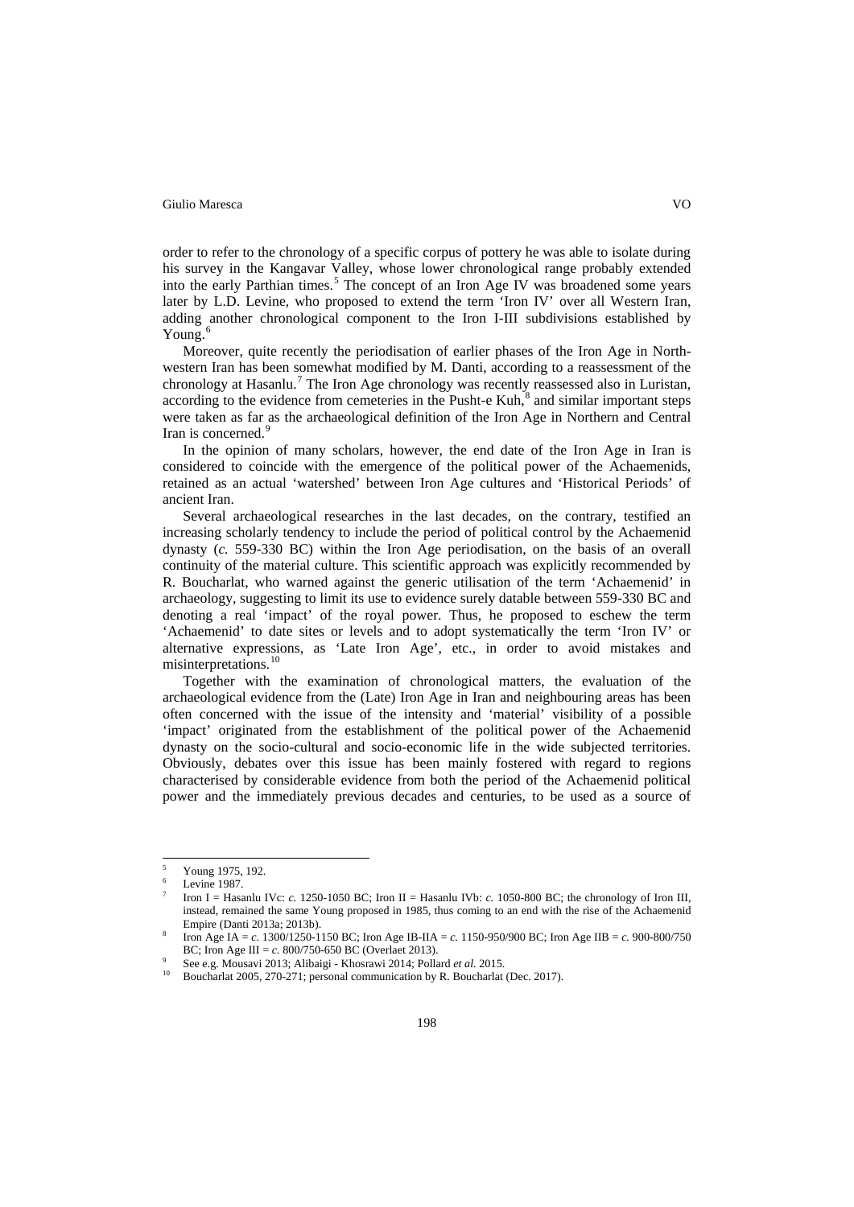order to refer to the chronology of a specific corpus of pottery he was able to isolate during his survey in the Kangavar Valley, whose lower chronological range probably extended into the early Parthian times.[5] The concept of an Iron Age IV was broadened some years later by L.D. Levine, who proposed to extend the term 'Iron IV' over all Western Iran, adding another chronological component to the Iron I-III subdivisions established by Young.[6]

Moreover, quite recently the periodisation of earlier phases of the Iron Age in North-western Iran has been somewhat modified by M. Danti, according to a reassessment of the chronology at Hasanlu.[7] The Iron Age chronology was recently reassessed also in Luristan, according to the evidence from cemeteries in the Pusht-e Kuh,[8] and similar important steps were taken as far as the archaeological definition of the Iron Age in Northern and Central Iran is concerned.[9]

In the opinion of many scholars, however, the end date of the Iron Age in Iran is considered to coincide with the emergence of the political power of the Achaemenids, retained as an actual 'watershed' between Iron Age cultures and 'Historical Periods' of ancient Iran.

Several archaeological researches in the last decades, on the contrary, testified an increasing scholarly tendency to include the period of political control by the Achaemenid dynasty (*c.* 559-330 BC) within the Iron Age periodisation, on the basis of an overall continuity of the material culture. This scientific approach was explicitly recommended by R. Boucharlat, who warned against the generic utilisation of the term 'Achaemenid' in archaeology, suggesting to limit its use to evidence surely datable between 559-330 BC and denoting a real 'impact' of the royal power. Thus, he proposed to eschew the term 'Achaemenid' to date sites or levels and to adopt systematically the term 'Iron IV' or alternative expressions, as 'Late Iron Age', etc., in order to avoid mistakes and misinterpretations.[10]

Together with the examination of chronological matters, the evaluation of the archaeological evidence from the (Late) Iron Age in Iran and neighbouring areas has been often concerned with the issue of the intensity and 'material' visibility of a possible 'impact' originated from the establishment of the political power of the Achaemenid dynasty on the socio-cultural and socio-economic life in the wide subjected territories. Obviously, debates over this issue has been mainly fostered with regard to regions characterised by considerable evidence from both the period of the Achaemenid political power and the immediately previous decades and centuries, to be used as a source of

---

[5] Young 1975, 192.

[6] Levine 1987.

[7] Iron I = Hasanlu IVc: *c.* 1250-1050 BC; Iron II = Hasanlu IVb: *c.* 1050-800 BC; the chronology of Iron III, instead, remained the same Young proposed in 1985, thus coming to an end with the rise of the Achaemenid Empire (Danti 2013a; 2013b).

[8] Iron Age IA = *c.* 1300/1250-1150 BC; Iron Age IB-IIA = *c.* 1150-950/900 BC; Iron Age IIB = *c.* 900-800/750 BC; Iron Age III = *c.* 800/750-650 BC (Overlaet 2013).

[9] See e.g. Mousavi 2013; Alibaigi - Khosrawi 2014; Pollard *et al.* 2015.

[10] Boucharlat 2005, 270-271; personal communication by R. Boucharlat (Dec. 2017).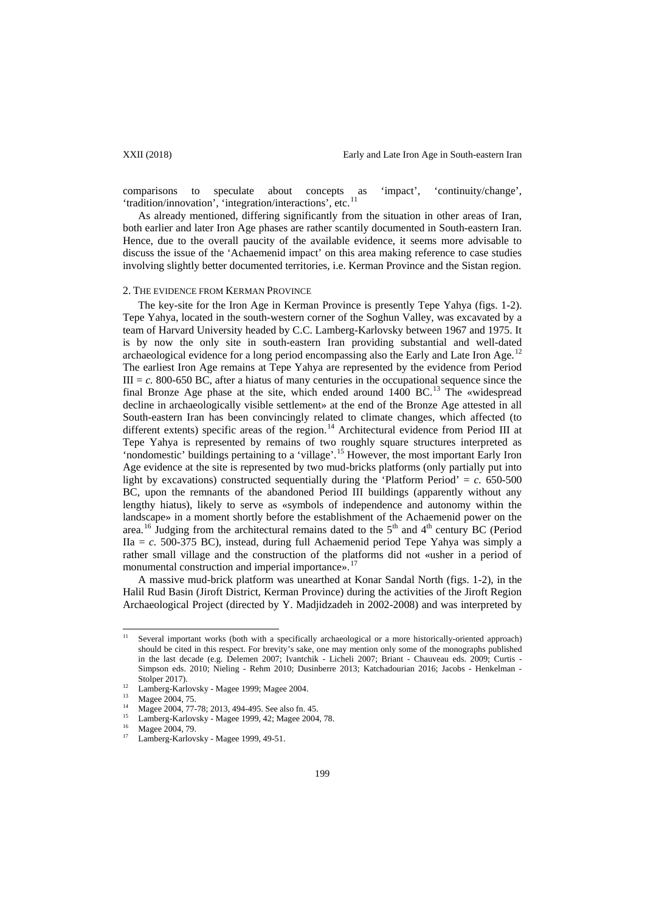comparisons to speculate about concepts as 'impact', 'continuity/change', 'tradition/innovation', 'integration/interactions', etc.[11]

As already mentioned, differing significantly from the situation in other areas of Iran, both earlier and later Iron Age phases are rather scantily documented in South-eastern Iran. Hence, due to the overall paucity of the available evidence, it seems more advisable to discuss the issue of the 'Achaemenid impact' on this area making reference to case studies involving slightly better documented territories, i.e. Kerman Province and the Sistan region.

## 2. The evidence from Kerman Province

The key-site for the Iron Age in Kerman Province is presently Tepe Yahya (figs. 1-2). Tepe Yahya, located in the south-western corner of the Soghun Valley, was excavated by a team of Harvard University headed by C.C. Lamberg-Karlovsky between 1967 and 1975. It is by now the only site in south-eastern Iran providing substantial and well-dated archaeological evidence for a long period encompassing also the Early and Late Iron Age.[12] The earliest Iron Age remains at Tepe Yahya are represented by the evidence from Period III = *c.* 800-650 BC, after a hiatus of many centuries in the occupational sequence since the final Bronze Age phase at the site, which ended around 1400 BC.[13] The «widespread decline in archaeologically visible settlement» at the end of the Bronze Age attested in all South-eastern Iran has been convincingly related to climate changes, which affected (to different extents) specific areas of the region.[14] Architectural evidence from Period III at Tepe Yahya is represented by remains of two roughly square structures interpreted as 'nondomestic' buildings pertaining to a 'village'.[15] However, the most important Early Iron Age evidence at the site is represented by two mud-bricks platforms (only partially put into light by excavations) constructed sequentially during the 'Platform Period' = *c.* 650-500 BC, upon the remnants of the abandoned Period III buildings (apparently without any lengthy hiatus), likely to serve as «symbols of independence and autonomy within the landscape» in a moment shortly before the establishment of the Achaemenid power on the area.[16] Judging from the architectural remains dated to the 5th and 4th century BC (Period IIa = *c.* 500-375 BC), instead, during full Achaemenid period Tepe Yahya was simply a rather small village and the construction of the platforms did not «usher in a period of monumental construction and imperial importance».[17]

A massive mud-brick platform was unearthed at Konar Sandal North (figs. 1-2), in the Halil Rud Basin (Jiroft District, Kerman Province) during the activities of the Jiroft Region Archaeological Project (directed by Y. Madjidzadeh in 2002-2008) and was interpreted by

---

[11] Several important works (both with a specifically archaeological or a more historically-oriented approach) should be cited in this respect. For brevity's sake, one may mention only some of the monographs published in the last decade (e.g. Delemen 2007; Ivantchik - Licheli 2007; Briant - Chauveau eds. 2009; Curtis - Simpson eds. 2010; Nieling - Rehm 2010; Dusinberre 2013; Katchadourian 2016; Jacobs - Henkelman - Stolper 2017).

[12] Lamberg-Karlovsky - Magee 1999; Magee 2004.

[13] Magee 2004, 75.

[14] Magee 2004, 77-78; 2013, 494-495. See also fn. 45.

[15] Lamberg-Karlovsky - Magee 1999, 42; Magee 2004, 78.

[16] Magee 2004, 79.

[17] Lamberg-Karlovsky - Magee 1999, 49-51.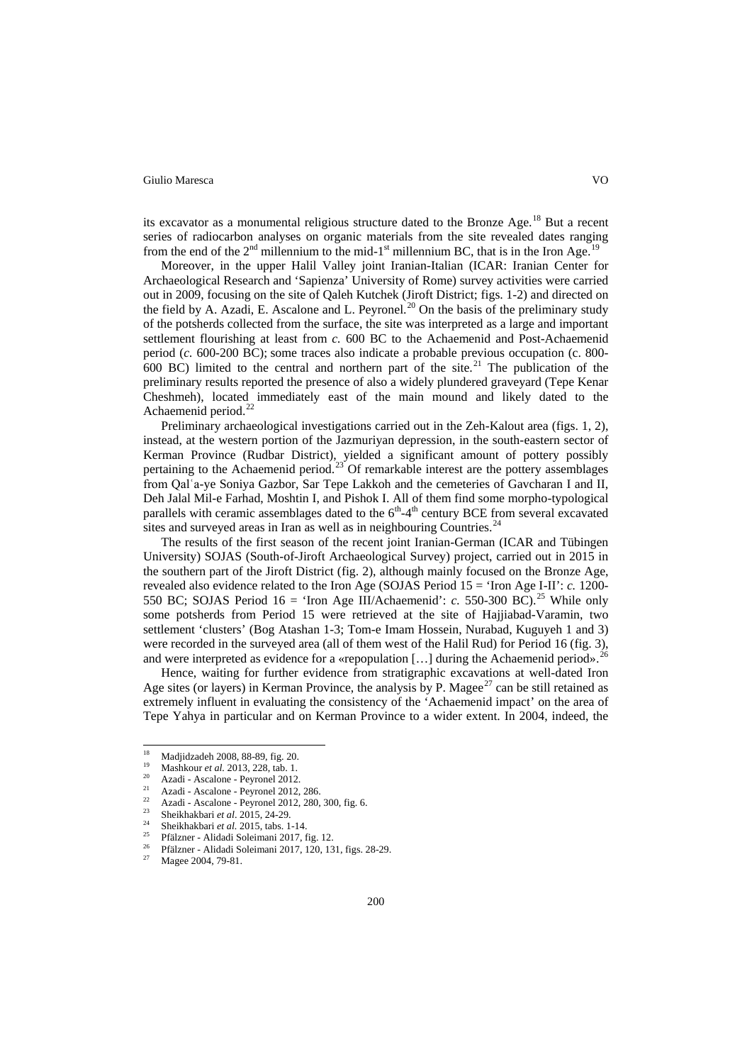its excavator as a monumental religious structure dated to the Bronze Age.[18] But a recent series of radiocarbon analyses on organic materials from the site revealed dates ranging from the end of the 2nd millennium to the mid-1st millennium BC, that is in the Iron Age.[19]

Moreover, in the upper Halil Valley joint Iranian-Italian (ICAR: Iranian Center for Archaeological Research and 'Sapienza' University of Rome) survey activities were carried out in 2009, focusing on the site of Qaleh Kutchek (Jiroft District; figs. 1-2) and directed on the field by A. Azadi, E. Ascalone and L. Peyronel.[20] On the basis of the preliminary study of the potsherds collected from the surface, the site was interpreted as a large and important settlement flourishing at least from *c.* 600 BC to the Achaemenid and Post-Achaemenid period (*c.* 600-200 BC); some traces also indicate a probable previous occupation (c. 800-600 BC) limited to the central and northern part of the site.[21] The publication of the preliminary results reported the presence of also a widely plundered graveyard (Tepe Kenar Cheshmeh), located immediately east of the main mound and likely dated to the Achaemenid period.[22]

Preliminary archaeological investigations carried out in the Zeh-Kalout area (figs. 1, 2), instead, at the western portion of the Jazmuriyan depression, in the south-eastern sector of Kerman Province (Rudbar District), yielded a significant amount of pottery possibly pertaining to the Achaemenid period.[23] Of remarkable interest are the pottery assemblages from Qalʿa-ye Soniya Gazbor, Sar Tepe Lakkoh and the cemeteries of Gavcharan I and II, Deh Jalal Mil-e Farhad, Moshtin I, and Pishok I. All of them find some morpho-typological parallels with ceramic assemblages dated to the 6th-4th century BCE from several excavated sites and surveyed areas in Iran as well as in neighbouring Countries.[24]

The results of the first season of the recent joint Iranian-German (ICAR and Tübingen University) SOJAS (South-of-Jiroft Archaeological Survey) project, carried out in 2015 in the southern part of the Jiroft District (fig. 2), although mainly focused on the Bronze Age, revealed also evidence related to the Iron Age (SOJAS Period 15 = 'Iron Age I-II': *c.* 1200-550 BC; SOJAS Period 16 = 'Iron Age III/Achaemenid': *c.* 550-300 BC).[25] While only some potsherds from Period 15 were retrieved at the site of Hajjiabad-Varamin, two settlement 'clusters' (Bog Atashan 1-3; Tom-e Imam Hossein, Nurabad, Kuguyeh 1 and 3) were recorded in the surveyed area (all of them west of the Halil Rud) for Period 16 (fig. 3), and were interpreted as evidence for a «repopulation […] during the Achaemenid period».[26]

Hence, waiting for further evidence from stratigraphic excavations at well-dated Iron Age sites (or layers) in Kerman Province, the analysis by P. Magee[27] can be still retained as extremely influent in evaluating the consistency of the 'Achaemenid impact' on the area of Tepe Yahya in particular and on Kerman Province to a wider extent. In 2004, indeed, the

---

[18] Madjidzadeh 2008, 88-89, fig. 20.

[19] Mashkour *et al.* 2013, 228, tab. 1.

[20] Azadi - Ascalone - Peyronel 2012.

[21] Azadi - Ascalone - Peyronel 2012, 286.

[22] Azadi - Ascalone - Peyronel 2012, 280, 300, fig. 6.

[23] Sheikhakbari *et al*. 2015, 24-29.

[24] Sheikhakbari *et al.* 2015, tabs. 1-14.

[25] Pfälzner - Alidadi Soleimani 2017, fig. 12.

[26] Pfälzner - Alidadi Soleimani 2017, 120, 131, figs. 28-29.

[27] Magee 2004, 79-81.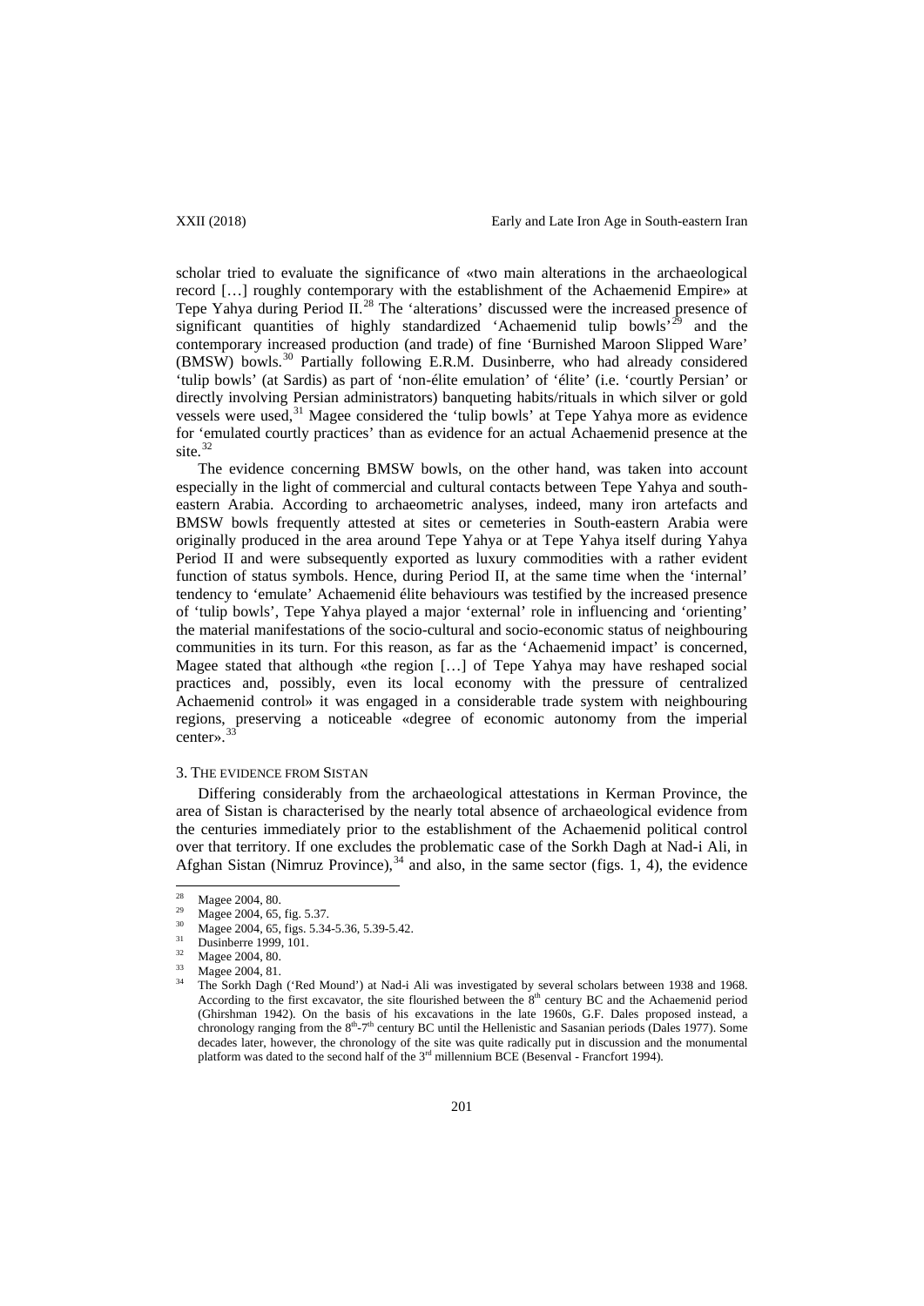scholar tried to evaluate the significance of «two main alterations in the archaeological record […] roughly contemporary with the establishment of the Achaemenid Empire» at Tepe Yahya during Period II.[28] The 'alterations' discussed were the increased presence of significant quantities of highly standardized 'Achaemenid tulip bowls'[29] and the contemporary increased production (and trade) of fine 'Burnished Maroon Slipped Ware' (BMSW) bowls.[30] Partially following E.R.M. Dusinberre, who had already considered 'tulip bowls' (at Sardis) as part of 'non-élite emulation' of 'élite' (i.e. 'courtly Persian' or directly involving Persian administrators) banqueting habits/rituals in which silver or gold vessels were used,[31] Magee considered the 'tulip bowls' at Tepe Yahya more as evidence for 'emulated courtly practices' than as evidence for an actual Achaemenid presence at the site.[32]

The evidence concerning BMSW bowls, on the other hand, was taken into account especially in the light of commercial and cultural contacts between Tepe Yahya and south-eastern Arabia. According to archaeometric analyses, indeed, many iron artefacts and BMSW bowls frequently attested at sites or cemeteries in South-eastern Arabia were originally produced in the area around Tepe Yahya or at Tepe Yahya itself during Yahya Period II and were subsequently exported as luxury commodities with a rather evident function of status symbols. Hence, during Period II, at the same time when the 'internal' tendency to 'emulate' Achaemenid élite behaviours was testified by the increased presence of 'tulip bowls', Tepe Yahya played a major 'external' role in influencing and 'orienting' the material manifestations of the socio-cultural and socio-economic status of neighbouring communities in its turn. For this reason, as far as the 'Achaemenid impact' is concerned, Magee stated that although «the region […] of Tepe Yahya may have reshaped social practices and, possibly, even its local economy with the pressure of centralized Achaemenid control» it was engaged in a considerable trade system with neighbouring regions, preserving a noticeable «degree of economic autonomy from the imperial center».[33]

## 3. The evidence from Sistan

Differing considerably from the archaeological attestations in Kerman Province, the area of Sistan is characterised by the nearly total absence of archaeological evidence from the centuries immediately prior to the establishment of the Achaemenid political control over that territory. If one excludes the problematic case of the Sorkh Dagh at Nad-i Ali, in Afghan Sistan (Nimruz Province),[34] and also, in the same sector (figs. 1, 4), the evidence

---

[28] Magee 2004, 80.

[29] Magee 2004, 65, fig. 5.37.

[30] Magee 2004, 65, figs. 5.34-5.36, 5.39-5.42.

[31] Dusinberre 1999, 101.

[32] Magee 2004, 80.

[33] Magee 2004, 81.

[34] The Sorkh Dagh ('Red Mound') at Nad-i Ali was investigated by several scholars between 1938 and 1968. According to the first excavator, the site flourished between the 8th century BC and the Achaemenid period (Ghirshman 1942). On the basis of his excavations in the late 1960s, G.F. Dales proposed instead, a chronology ranging from the 8th-7th century BC until the Hellenistic and Sasanian periods (Dales 1977). Some decades later, however, the chronology of the site was quite radically put in discussion and the monumental platform was dated to the second half of the 3rd millennium BCE (Besenval - Francfort 1994).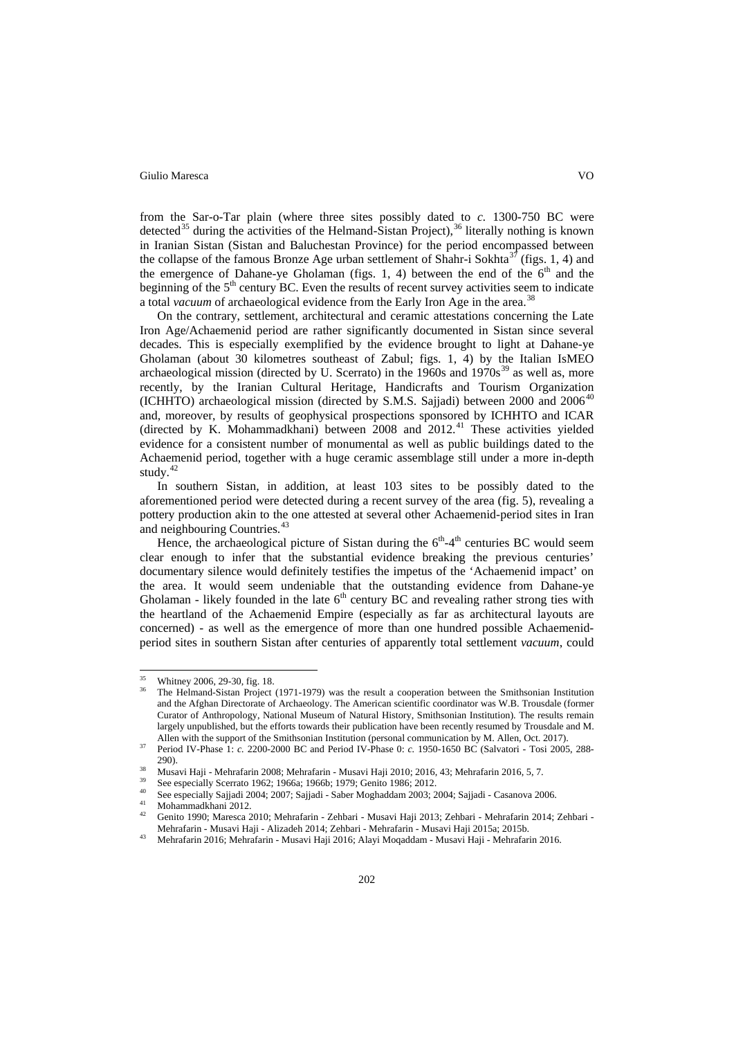from the Sar-o-Tar plain (where three sites possibly dated to *c.* 1300-750 BC were detected[35] during the activities of the Helmand-Sistan Project),[36] literally nothing is known in Iranian Sistan (Sistan and Baluchestan Province) for the period encompassed between the collapse of the famous Bronze Age urban settlement of Shahr-i Sokhta[37] (figs. 1, 4) and the emergence of Dahane-ye Gholaman (figs. 1, 4) between the end of the 6th and the beginning of the 5th century BC. Even the results of recent survey activities seem to indicate a total *vacuum* of archaeological evidence from the Early Iron Age in the area.[38]

On the contrary, settlement, architectural and ceramic attestations concerning the Late Iron Age/Achaemenid period are rather significantly documented in Sistan since several decades. This is especially exemplified by the evidence brought to light at Dahane-ye Gholaman (about 30 kilometres southeast of Zabul; figs. 1, 4) by the Italian IsMEO archaeological mission (directed by U. Scerrato) in the 1960s and 1970s[39] as well as, more recently, by the Iranian Cultural Heritage, Handicrafts and Tourism Organization (ICHHTO) archaeological mission (directed by S.M.S. Sajjadi) between 2000 and 2006[40] and, moreover, by results of geophysical prospections sponsored by ICHHTO and ICAR (directed by K. Mohammadkhani) between 2008 and 2012.[41] These activities yielded evidence for a consistent number of monumental as well as public buildings dated to the Achaemenid period, together with a huge ceramic assemblage still under a more in-depth study.[42]

In southern Sistan, in addition, at least 103 sites to be possibly dated to the aforementioned period were detected during a recent survey of the area (fig. 5), revealing a pottery production akin to the one attested at several other Achaemenid-period sites in Iran and neighbouring Countries.[43]

Hence, the archaeological picture of Sistan during the 6th-4th centuries BC would seem clear enough to infer that the substantial evidence breaking the previous centuries' documentary silence would definitely testifies the impetus of the 'Achaemenid impact' on the area. It would seem undeniable that the outstanding evidence from Dahane-ye Gholaman - likely founded in the late 6th century BC and revealing rather strong ties with the heartland of the Achaemenid Empire (especially as far as architectural layouts are concerned) - as well as the emergence of more than one hundred possible Achaemenid-period sites in southern Sistan after centuries of apparently total settlement *vacuum*, could

---

[35] Whitney 2006, 29-30, fig. 18.

[36] The Helmand-Sistan Project (1971-1979) was the result a cooperation between the Smithsonian Institution and the Afghan Directorate of Archaeology. The American scientific coordinator was W.B. Trousdale (former Curator of Anthropology, National Museum of Natural History, Smithsonian Institution). The results remain largely unpublished, but the efforts towards their publication have been recently resumed by Trousdale and M. Allen with the support of the Smithsonian Institution (personal communication by M. Allen, Oct. 2017).

[37] Period IV-Phase 1: *c.* 2200-2000 BC and Period IV-Phase 0: *c.* 1950-1650 BC (Salvatori - Tosi 2005, 288-290).

[38] Musavi Haji - Mehrafarin 2008; Mehrafarin - Musavi Haji 2010; 2016, 43; Mehrafarin 2016, 5, 7.

[39] See especially Scerrato 1962; 1966a; 1966b; 1979; Genito 1986; 2012.

[40] See especially Sajjadi 2004; 2007; Sajjadi - Saber Moghaddam 2003; 2004; Sajjadi - Casanova 2006.

[41] Mohammadkhani 2012.

[42] Genito 1990; Maresca 2010; Mehrafarin - Zehbari - Musavi Haji 2013; Zehbari - Mehrafarin 2014; Zehbari - Mehrafarin - Musavi Haji - Alizadeh 2014; Zehbari - Mehrafarin - Musavi Haji 2015a; 2015b.

[43] Mehrafarin 2016; Mehrafarin - Musavi Haji 2016; Alayi Moqaddam - Musavi Haji - Mehrafarin 2016.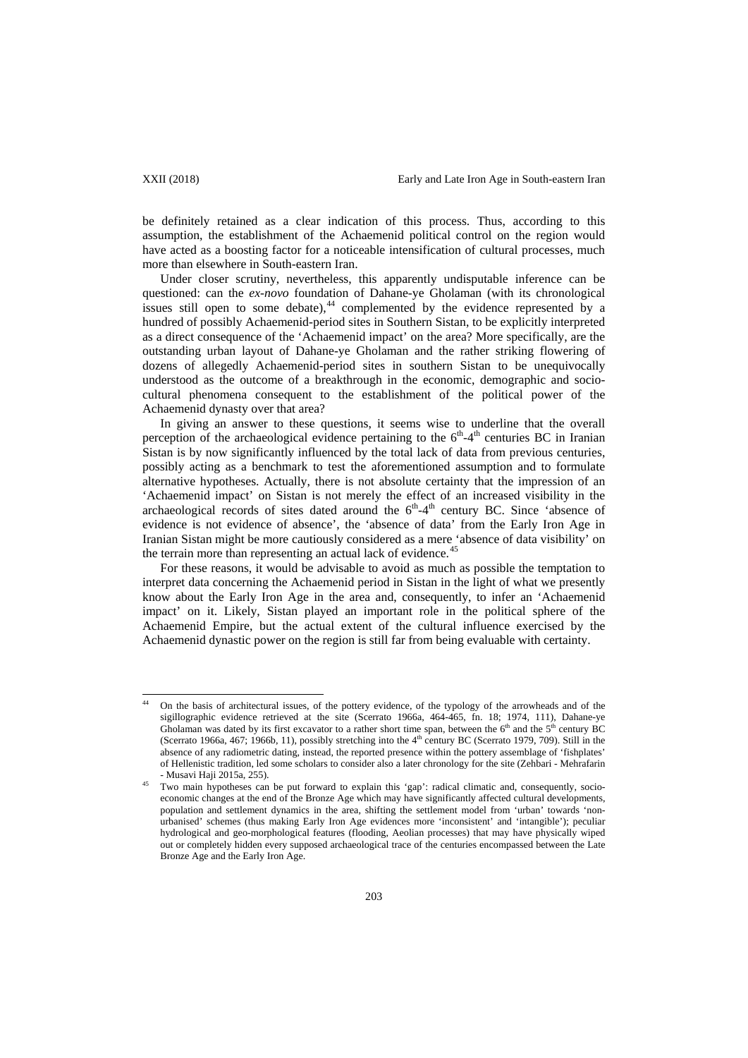be definitely retained as a clear indication of this process. Thus, according to this assumption, the establishment of the Achaemenid political control on the region would have acted as a boosting factor for a noticeable intensification of cultural processes, much more than elsewhere in South-eastern Iran.

Under closer scrutiny, nevertheless, this apparently undisputable inference can be questioned: can the *ex-novo* foundation of Dahane-ye Gholaman (with its chronological issues still open to some debate),[44] complemented by the evidence represented by a hundred of possibly Achaemenid-period sites in Southern Sistan, to be explicitly interpreted as a direct consequence of the 'Achaemenid impact' on the area? More specifically, are the outstanding urban layout of Dahane-ye Gholaman and the rather striking flowering of dozens of allegedly Achaemenid-period sites in southern Sistan to be unequivocally understood as the outcome of a breakthrough in the economic, demographic and socio-cultural phenomena consequent to the establishment of the political power of the Achaemenid dynasty over that area?

In giving an answer to these questions, it seems wise to underline that the overall perception of the archaeological evidence pertaining to the 6th-4th centuries BC in Iranian Sistan is by now significantly influenced by the total lack of data from previous centuries, possibly acting as a benchmark to test the aforementioned assumption and to formulate alternative hypotheses. Actually, there is not absolute certainty that the impression of an 'Achaemenid impact' on Sistan is not merely the effect of an increased visibility in the archaeological records of sites dated around the 6th-4th century BC. Since 'absence of evidence is not evidence of absence', the 'absence of data' from the Early Iron Age in Iranian Sistan might be more cautiously considered as a mere 'absence of data visibility' on the terrain more than representing an actual lack of evidence.[45]

For these reasons, it would be advisable to avoid as much as possible the temptation to interpret data concerning the Achaemenid period in Sistan in the light of what we presently know about the Early Iron Age in the area and, consequently, to infer an 'Achaemenid impact' on it. Likely, Sistan played an important role in the political sphere of the Achaemenid Empire, but the actual extent of the cultural influence exercised by the Achaemenid dynastic power on the region is still far from being evaluable with certainty.

---

[44] On the basis of architectural issues, of the pottery evidence, of the typology of the arrowheads and of the sigillographic evidence retrieved at the site (Scerrato 1966a, 464-465, fn. 18; 1974, 111), Dahane-ye Gholaman was dated by its first excavator to a rather short time span, between the 6th and the 5th century BC (Scerrato 1966a, 467; 1966b, 11), possibly stretching into the 4th century BC (Scerrato 1979, 709). Still in the absence of any radiometric dating, instead, the reported presence within the pottery assemblage of 'fishplates' of Hellenistic tradition, led some scholars to consider also a later chronology for the site (Zehbari - Mehrafarin - Musavi Haji 2015a, 255).

[45] Two main hypotheses can be put forward to explain this 'gap': radical climatic and, consequently, socio-economic changes at the end of the Bronze Age which may have significantly affected cultural developments, population and settlement dynamics in the area, shifting the settlement model from 'urban' towards 'non-urbanised' schemes (thus making Early Iron Age evidences more 'inconsistent' and 'intangible'); peculiar hydrological and geo-morphological features (flooding, Aeolian processes) that may have physically wiped out or completely hidden every supposed archaeological trace of the centuries encompassed between the Late Bronze Age and the Early Iron Age.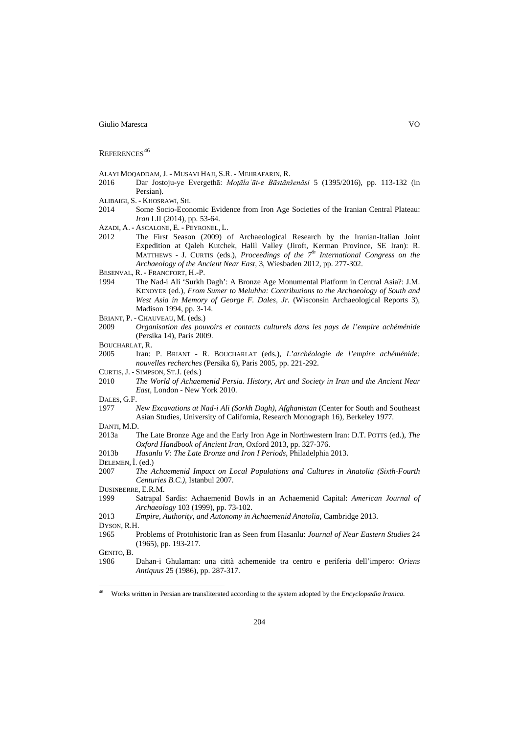## References[46]

Alayi Moqaddam, J. - Musavi Haji, S.R. - Mehrafarin, R.

2016 Dar Jostoju-ye Evergethā: *Moṭālaʿāt-e Bāstānšenāsi* 5 (1395/2016), pp. 113-132 (in Persian).

Alibaigi, S. - Khosrawi, Sh.

2014 Some Socio-Economic Evidence from Iron Age Societies of the Iranian Central Plateau: *Iran* LII (2014), pp. 53-64.

Azadi, A. - Ascalone, E. - Peyronel, L.

2012 The First Season (2009) of Archaeological Research by the Iranian-Italian Joint Expedition at Qaleh Kutchek, Halil Valley (Jiroft, Kerman Province, SE Iran): R. Matthews - J. Curtis (eds.), *Proceedings of the 7th International Congress on the Archaeology of the Ancient Near East*, 3, Wiesbaden 2012, pp. 277-302.

Besenval, R. - Francfort, H.-P.

1994 The Nad-i Ali 'Surkh Dagh': A Bronze Age Monumental Platform in Central Asia?: J.M. Kenoyer (ed.), *From Sumer to Meluhha: Contributions to the Archaeology of South and West Asia in Memory of George F. Dales, Jr.* (Wisconsin Archaeological Reports 3), Madison 1994, pp. 3-14.

Briant, P. - Chauveau, M. (eds.)

2009 *Organisation des pouvoirs et contacts culturels dans les pays de l'empire achéménide* (Persika 14), Paris 2009.

Boucharlat, R.

2005 Iran: P. Briant - R. Boucharlat (eds.), *L'archéologie de l'empire achéménide: nouvelles recherches* (Persika 6), Paris 2005, pp. 221-292.

Curtis, J. - Simpson, St.J. (eds.)

2010 *The World of Achaemenid Persia. History, Art and Society in Iran and the Ancient Near East*, London - New York 2010.

Dales, G.F.

1977 *New Excavations at Nad-i Ali (Sorkh Dagh), Afghanistan* (Center for South and Southeast Asian Studies, University of California, Research Monograph 16), Berkeley 1977.

Danti, M.D.

2013a The Late Bronze Age and the Early Iron Age in Northwestern Iran: D.T. Potts (ed.), *The Oxford Handbook of Ancient Iran*, Oxford 2013, pp. 327-376.

2013b *Hasanlu V: The Late Bronze and Iron I Periods*, Philadelphia 2013.

Delemen, İ. (ed.)

2007 *The Achaemenid Impact on Local Populations and Cultures in Anatolia (Sixth-Fourth Centuries B.C.)*, Istanbul 2007.

Dusinberre, E.R.M.

1999 Satrapal Sardis: Achaemenid Bowls in an Achaemenid Capital: *American Journal of Archaeology* 103 (1999), pp. 73-102.

2013 *Empire, Authority, and Autonomy in Achaemenid Anatolia*, Cambridge 2013.

Dyson, R.H.

1965 Problems of Protohistoric Iran as Seen from Hasanlu: *Journal of Near Eastern Studies* 24 (1965), pp. 193-217.

Genito, B.

1986 Dahan-i Ghulaman: una città achemenide tra centro e periferia dell'impero: *Oriens Antiquus* 25 (1986), pp. 287-317.

---

[46] Works written in Persian are transliterated according to the system adopted by the *Encyclopædia Iranica*.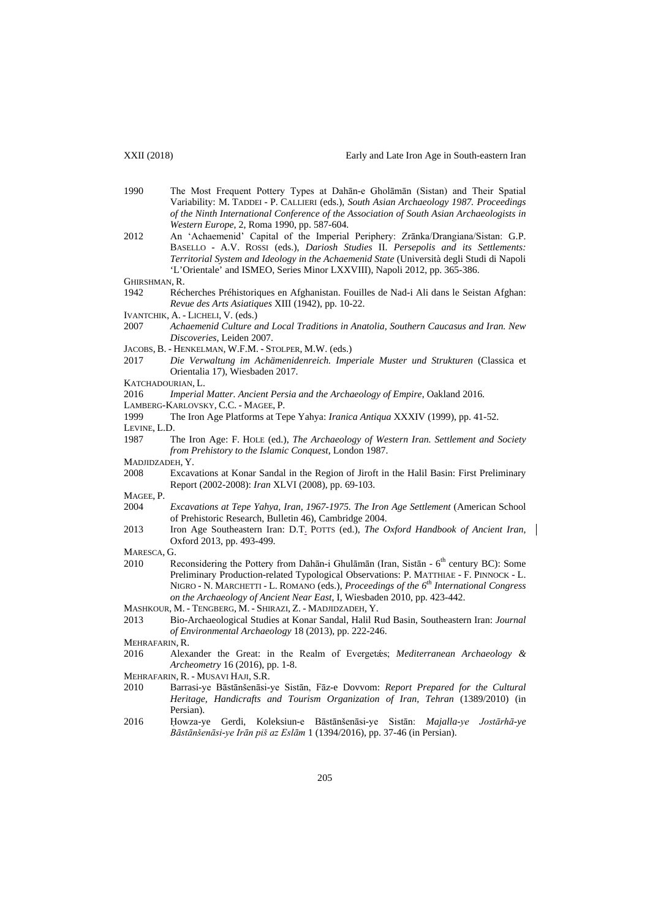1990 The Most Frequent Pottery Types at Dahān-e Gholāmān (Sistan) and Their Spatial Variability: M. TADDEI - P. CALLIERI (eds.), *South Asian Archaeology 1987. Proceedings of the Ninth International Conference of the Association of South Asian Archaeologists in Western Europe*, 2, Roma 1990, pp. 587-604.

2012 An 'Achaemenid' Capital of the Imperial Periphery: Zrānka/Drangiana/Sistan: G.P. BASELLO - A.V. ROSSI (eds.), *Dariosh Studies* II. *Persepolis and its Settlements: Territorial System and Ideology in the Achaemenid State* (Università degli Studi di Napoli 'L'Orientale' and ISMEO, Series Minor LXXVIII), Napoli 2012, pp. 365-386.

GHIRSHMAN, R.

1942 Récherches Préhistoriques en Afghanistan. Fouilles de Nad-i Ali dans le Seistan Afghan: *Revue des Arts Asiatiques* XIII (1942), pp. 10-22.

IVANTCHIK, A. - LICHELI, V. (eds.)

2007 *Achaemenid Culture and Local Traditions in Anatolia, Southern Caucasus and Iran. New Discoveries*, Leiden 2007.

JACOBS, B. - HENKELMAN, W.F.M. - STOLPER, M.W. (eds.)

2017 *Die Verwaltung im Achämenidenreich. Imperiale Muster und Strukturen* (Classica et Orientalia 17), Wiesbaden 2017.

KATCHADOURIAN, L.

2016 *Imperial Matter. Ancient Persia and the Archaeology of Empire*, Oakland 2016.

LAMBERG-KARLOVSKY, C.C. - MAGEE, P.

1999 The Iron Age Platforms at Tepe Yahya: *Iranica Antiqua* XXXIV (1999), pp. 41-52.

LEVINE, L.D.

1987 The Iron Age: F. HOLE (ed.), *The Archaeology of Western Iran. Settlement and Society from Prehistory to the Islamic Conquest*, London 1987.

MADJIDZADEH, Y.

2008 Excavations at Konar Sandal in the Region of Jiroft in the Halil Basin: First Preliminary Report (2002-2008): *Iran* XLVI (2008), pp. 69-103.

MAGEE, P.

2004 *Excavations at Tepe Yahya, Iran, 1967-1975. The Iron Age Settlement* (American School of Prehistoric Research, Bulletin 46), Cambridge 2004.

2013 Iron Age Southeastern Iran: D.T. POTTS (ed.), *The Oxford Handbook of Ancient Iran*, Oxford 2013, pp. 493-499.

MARESCA, G.

2010 Reconsidering the Pottery from Dahān-i Ghulāmān (Iran, Sistān - 6th century BC): Some Preliminary Production-related Typological Observations: P. MATTHIAE - F. PINNOCK - L. NIGRO - N. MARCHETTI - L. ROMANO (eds.), *Proceedings of the 6th International Congress on the Archaeology of Ancient Near East*, I, Wiesbaden 2010, pp. 423-442.

MASHKOUR, M. - TENGBERG, M. - SHIRAZI, Z. - MADJIDZADEH, Y.

2013 Bio-Archaeological Studies at Konar Sandal, Halil Rud Basin, Southeastern Iran: *Journal of Environmental Archaeology* 18 (2013), pp. 222-246.

MEHRAFARIN, R.

2016 Alexander the Great: in the Realm of Evergetǽs; *Mediterranean Archaeology & Archeometry* 16 (2016), pp. 1-8.

MEHRAFARIN, R. - MUSAVI HAJI, S.R.

2010 Barrasi-ye Bāstānšenāsi-ye Sistān, Fāz-e Dovvom: *Report Prepared for the Cultural Heritage, Handicrafts and Tourism Organization of Iran, Tehran* (1389/2010) (in Persian).

2016 Ḥowza-ye Gerdi, Koleksiun-e Bāstānšenāsi-ye Sistān: *Majalla-ye Jostārhā-ye Bāstānšenāsi-ye Irān piš az Eslām* 1 (1394/2016), pp. 37-46 (in Persian).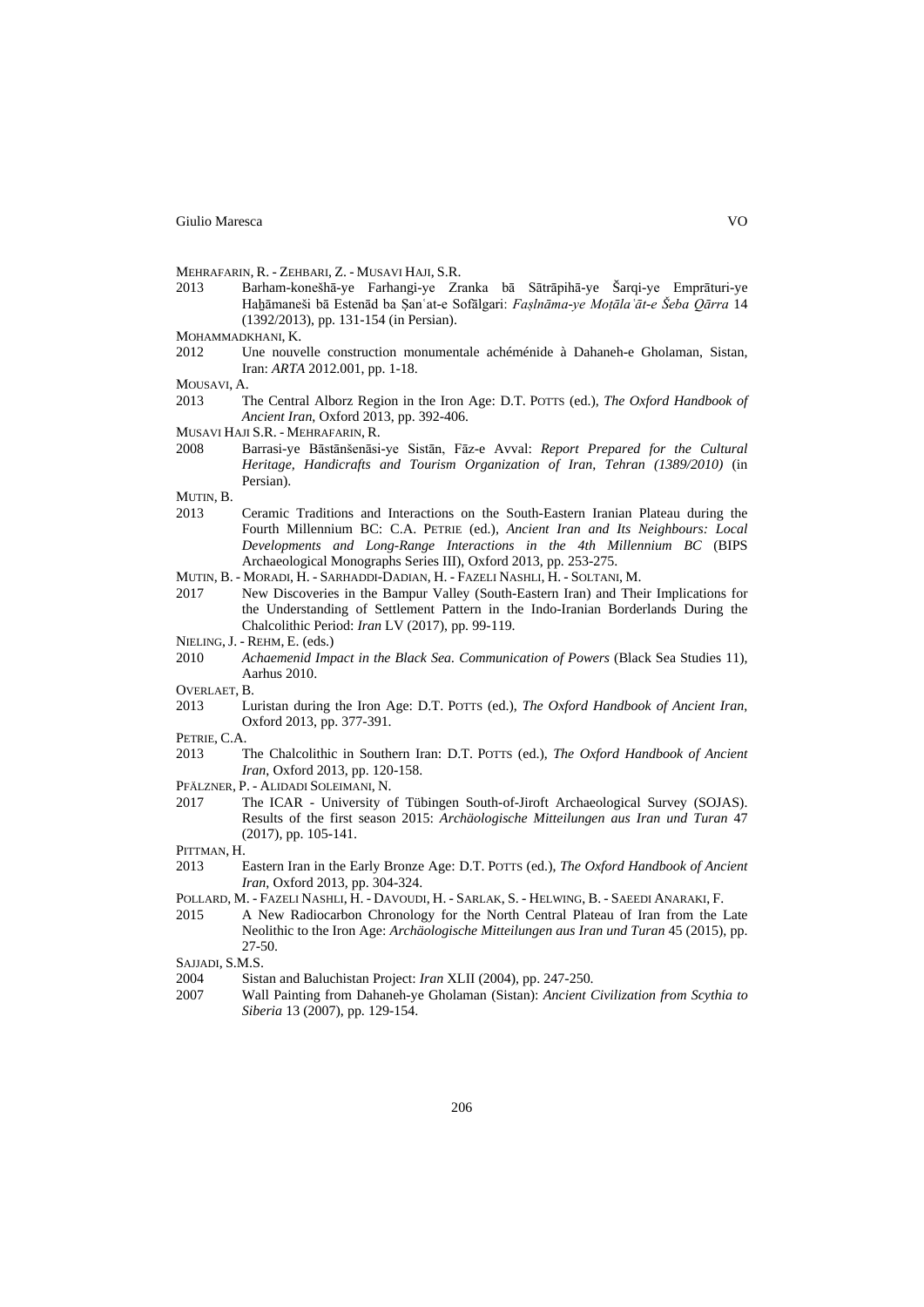MEHRAFARIN, R. - ZEHBARI, Z. - MUSAVI HAJI, S.R.

2013 Barham-koneŝhā-ye Farhangi-ye Zranka bā Sātrāpihā-ye Šarqi-ye Emprāturi-ye Haẖāmaneši bā Estenād ba Ṣanʿat-e Sofālgari: *Faṣlnāma-ye Moṭālaʿāt-e Šeba Qārra* 14 (1392/2013), pp. 131-154 (in Persian).

MOHAMMADKHANI, K.

2012 Une nouvelle construction monumentale achéménide à Dahaneh-e Gholaman, Sistan, Iran: *ARTA* 2012.001, pp. 1-18.

MOUSAVI, A.

2013 The Central Alborz Region in the Iron Age: D.T. POTTS (ed.), *The Oxford Handbook of Ancient Iran*, Oxford 2013, pp. 392-406.

MUSAVI HAJI S.R. - MEHRAFARIN, R.

2008 Barrasi-ye Bāstānšenāsi-ye Sistān, Fāz-e Avval: *Report Prepared for the Cultural Heritage, Handicrafts and Tourism Organization of Iran, Tehran (1389/2010)* (in Persian).

MUTIN, B.

2013 Ceramic Traditions and Interactions on the South-Eastern Iranian Plateau during the Fourth Millennium BC: C.A. PETRIE (ed.), *Ancient Iran and Its Neighbours: Local Developments and Long-Range Interactions in the 4th Millennium BC* (BIPS Archaeological Monographs Series III), Oxford 2013, pp. 253-275.

MUTIN, B. - MORADI, H. - SARHADDI-DADIAN, H. - FAZELI NASHLI, H. - SOLTANI, M.

2017 New Discoveries in the Bampur Valley (South-Eastern Iran) and Their Implications for the Understanding of Settlement Pattern in the Indo-Iranian Borderlands During the Chalcolithic Period: *Iran* LV (2017), pp. 99-119.

NIELING, J. - REHM, E. (eds.)

2010 *Achaemenid Impact in the Black Sea. Communication of Powers* (Black Sea Studies 11), Aarhus 2010.

OVERLAET, B.

2013 Luristan during the Iron Age: D.T. POTTS (ed.), *The Oxford Handbook of Ancient Iran*, Oxford 2013, pp. 377-391.

PETRIE, C.A.

2013 The Chalcolithic in Southern Iran: D.T. POTTS (ed.), *The Oxford Handbook of Ancient Iran*, Oxford 2013, pp. 120-158.

PFÄLZNER, P. - ALIDADI SOLEIMANI, N.

2017 The ICAR - University of Tübingen South-of-Jiroft Archaeological Survey (SOJAS). Results of the first season 2015: *Archäologische Mitteilungen aus Iran und Turan* 47 (2017), pp. 105-141.

PITTMAN, H.

2013 Eastern Iran in the Early Bronze Age: D.T. POTTS (ed.), *The Oxford Handbook of Ancient Iran*, Oxford 2013, pp. 304-324.

POLLARD, M. - FAZELI NASHLI, H. - DAVOUDI, H. - SARLAK, S. - HELWING, B. - SAEEDI ANARAKI, F.

2015 A New Radiocarbon Chronology for the North Central Plateau of Iran from the Late Neolithic to the Iron Age: *Archäologische Mitteilungen aus Iran und Turan* 45 (2015), pp. 27-50.

SAJJADI, S.M.S.

2004 Sistan and Baluchistan Project: *Iran* XLII (2004), pp. 247-250.

2007 Wall Painting from Dahaneh-ye Gholaman (Sistan): *Ancient Civilization from Scythia to Siberia* 13 (2007), pp. 129-154.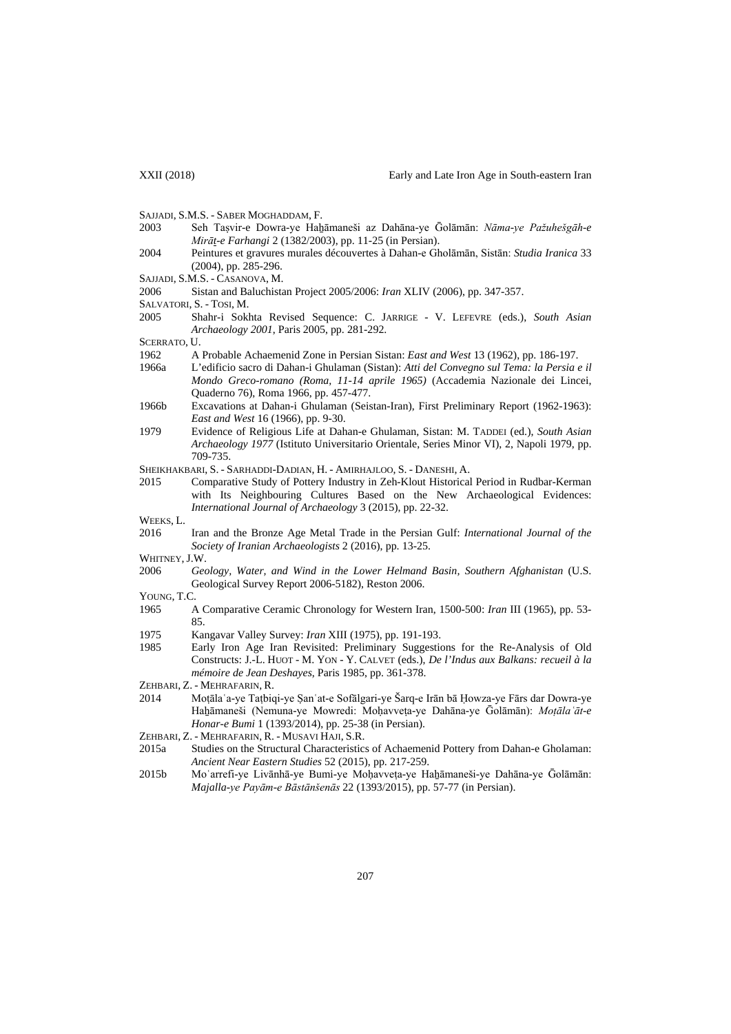SAJJADI, S.M.S. - SABER MOGHADDAM, F.

2003 Seh Taṣvir-e Dowra-ye Haḫāmaneši az Dahāna-ye Ḡolāmān: *Nāma-ye Pažuhešgāh-e Mirāṯ-e Farhangi* 2 (1382/2003), pp. 11-25 (in Persian).

2004 Peintures et gravures murales découvertes à Dahan-e Gholāmān, Sistān: *Studia Iranica* 33 (2004), pp. 285-296.

SAJJADI, S.M.S. - CASANOVA, M.

2006 Sistan and Baluchistan Project 2005/2006: *Iran* XLIV (2006), pp. 347-357.

SALVATORI, S. - TOSI, M.

2005 Shahr-i Sokhta Revised Sequence: C. JARRIGE - V. LEFEVRE (eds.), *South Asian Archaeology 2001*, Paris 2005, pp. 281-292.

SCERRATO, U.

1962 A Probable Achaemenid Zone in Persian Sistan: *East and West* 13 (1962), pp. 186-197.

1966a L'edificio sacro di Dahan-i Ghulaman (Sistan): *Atti del Convegno sul Tema: la Persia e il Mondo Greco-romano (Roma, 11-14 aprile 1965)* (Accademia Nazionale dei Lincei, Quaderno 76), Roma 1966, pp. 457-477.

1966b Excavations at Dahan-i Ghulaman (Seistan-Iran), First Preliminary Report (1962-1963): *East and West* 16 (1966), pp. 9-30.

1979 Evidence of Religious Life at Dahan-e Ghulaman, Sistan: M. TADDEI (ed.), *South Asian Archaeology 1977* (Istituto Universitario Orientale, Series Minor VI), 2, Napoli 1979, pp. 709-735.

SHEIKHAKBARI, S. - SARHADDI-DADIAN, H. - AMIRHAJLOO, S. - DANESHI, A.

2015 Comparative Study of Pottery Industry in Zeh-Klout Historical Period in Rudbar-Kerman with Its Neighbouring Cultures Based on the New Archaeological Evidences: *International Journal of Archaeology* 3 (2015), pp. 22-32.

WEEKS, L.

2016 Iran and the Bronze Age Metal Trade in the Persian Gulf: *International Journal of the Society of Iranian Archaeologists* 2 (2016), pp. 13-25.

WHITNEY, J.W.

2006 *Geology, Water, and Wind in the Lower Helmand Basin, Southern Afghanistan* (U.S. Geological Survey Report 2006-5182), Reston 2006.

YOUNG, T.C.

1965 A Comparative Ceramic Chronology for Western Iran, 1500-500: *Iran* III (1965), pp. 53-85.

1975 Kangavar Valley Survey: *Iran* XIII (1975), pp. 191-193.

1985 Early Iron Age Iran Revisited: Preliminary Suggestions for the Re-Analysis of Old Constructs: J.-L. HUOT - M. YON - Y. CALVET (eds.), *De l'Indus aux Balkans: recueil à la mémoire de Jean Deshayes*, Paris 1985, pp. 361-378.

ZEHBARI, Z. - MEHRAFARIN, R.

2014 Moṭālaʿa-ye Taṭbiqi-ye Ṣanʿat-e Sofālgari-ye Šarq-e Irān bā Ḥowza-ye Fārs dar Dowra-ye Haḫāmaneši (Nemuna-ye Mowredi: Moḥavveṭa-ye Dahāna-ye Ḡolāmān): *Moṭālaʿāt-e Honar-e Bumi* 1 (1393/2014), pp. 25-38 (in Persian).

ZEHBARI, Z. - MEHRAFARIN, R. - MUSAVI HAJI, S.R.

2015a Studies on the Structural Characteristics of Achaemenid Pottery from Dahan-e Gholaman: *Ancient Near Eastern Studies* 52 (2015), pp. 217-259.

2015b Moʿarrefi-ye Livānhā-ye Bumi-ye Moḥavveṭa-ye Haḫāmaneši-ye Dahāna-ye Ḡolāmān: *Majalla-ye Payām-e Bāstānšenās* 22 (1393/2015), pp. 57-77 (in Persian).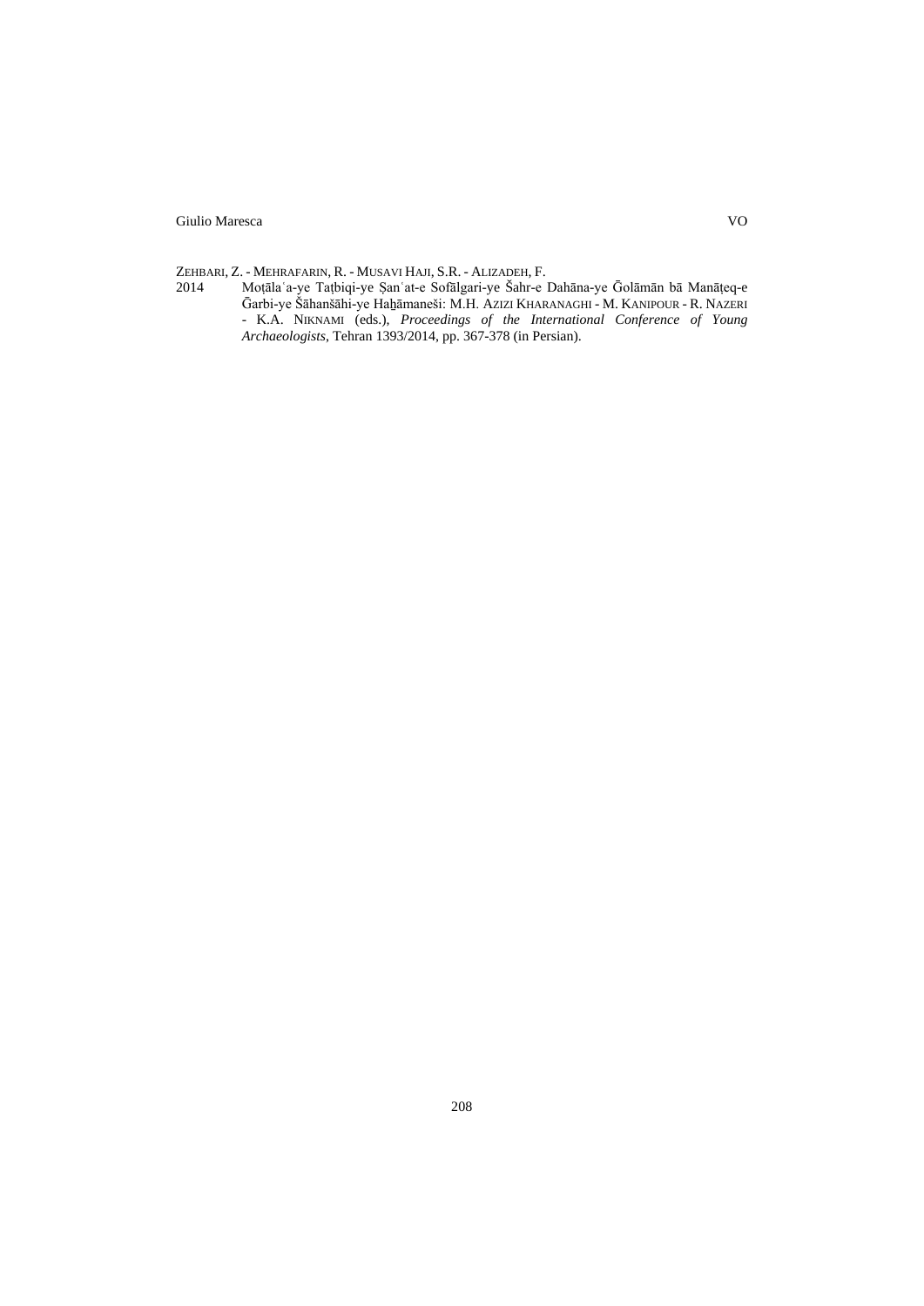ZEHBARI, Z. - MEHRAFARIN, R. - MUSAVI HAJI, S.R. - ALIZADEH, F.

2014 Moṭālaʿa-ye Taṭbiqi-ye Ṣanʿat-e Sofālgari-ye Šahr-e Dahāna-ye Ḡolāmān bā Manāṭeq-e Ḡarbi-ye Šāhanšāhi-ye Haḫāmaneši: M.H. AZIZI KHARANAGHI - M. KANIPOUR - R. NAZERI - K.A. NIKNAMI (eds.), *Proceedings of the International Conference of Young Archaeologists*, Tehran 1393/2014, pp. 367-378 (in Persian).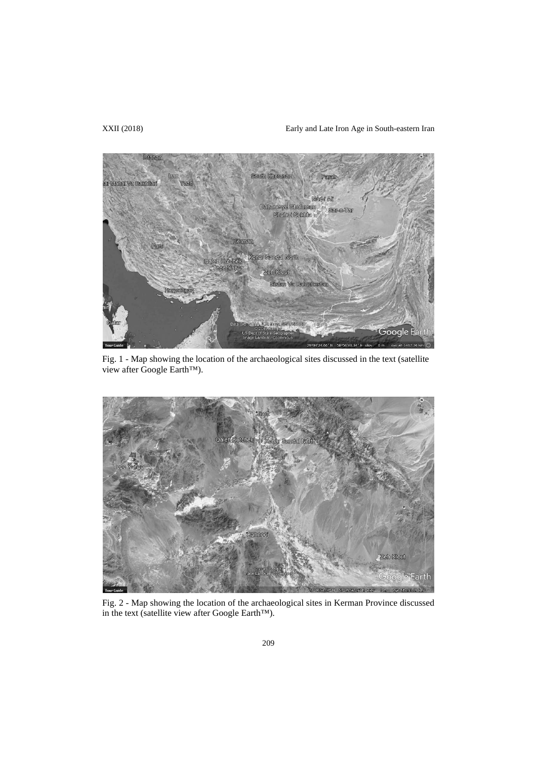Fig. 1 - Map showing the location of the archaeological sites discussed in the text (satellite view after Google Earth™).

Fig. 2 - Map showing the location of the archaeological sites in Kerman Province discussed in the text (satellite view after Google Earth™).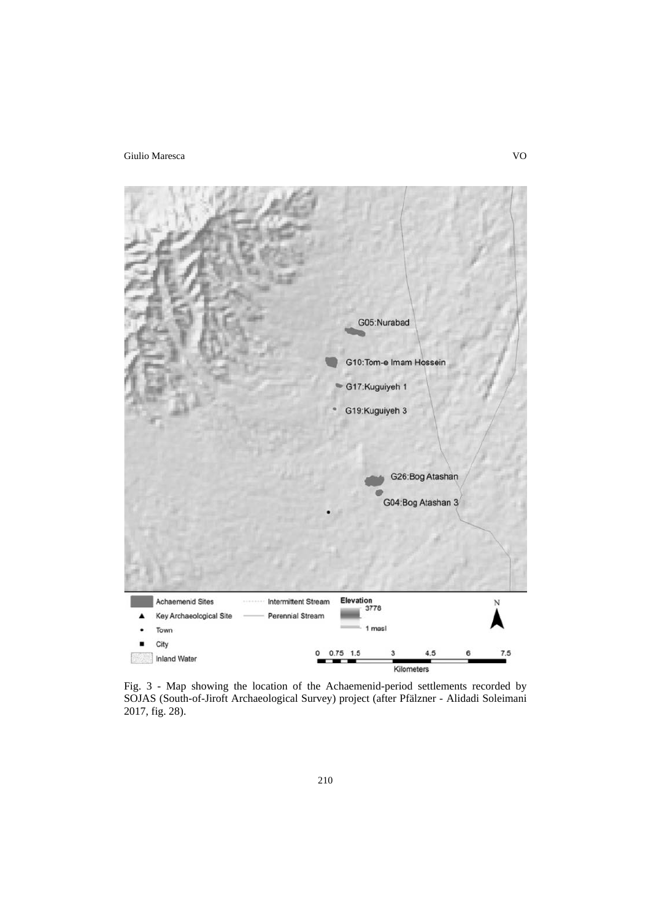Fig. 3 - Map showing the location of the Achaemenid-period settlements recorded by SOJAS (South-of-Jiroft Archaeological Survey) project (after Pfälzner - Alidadi Soleimani 2017, fig. 28).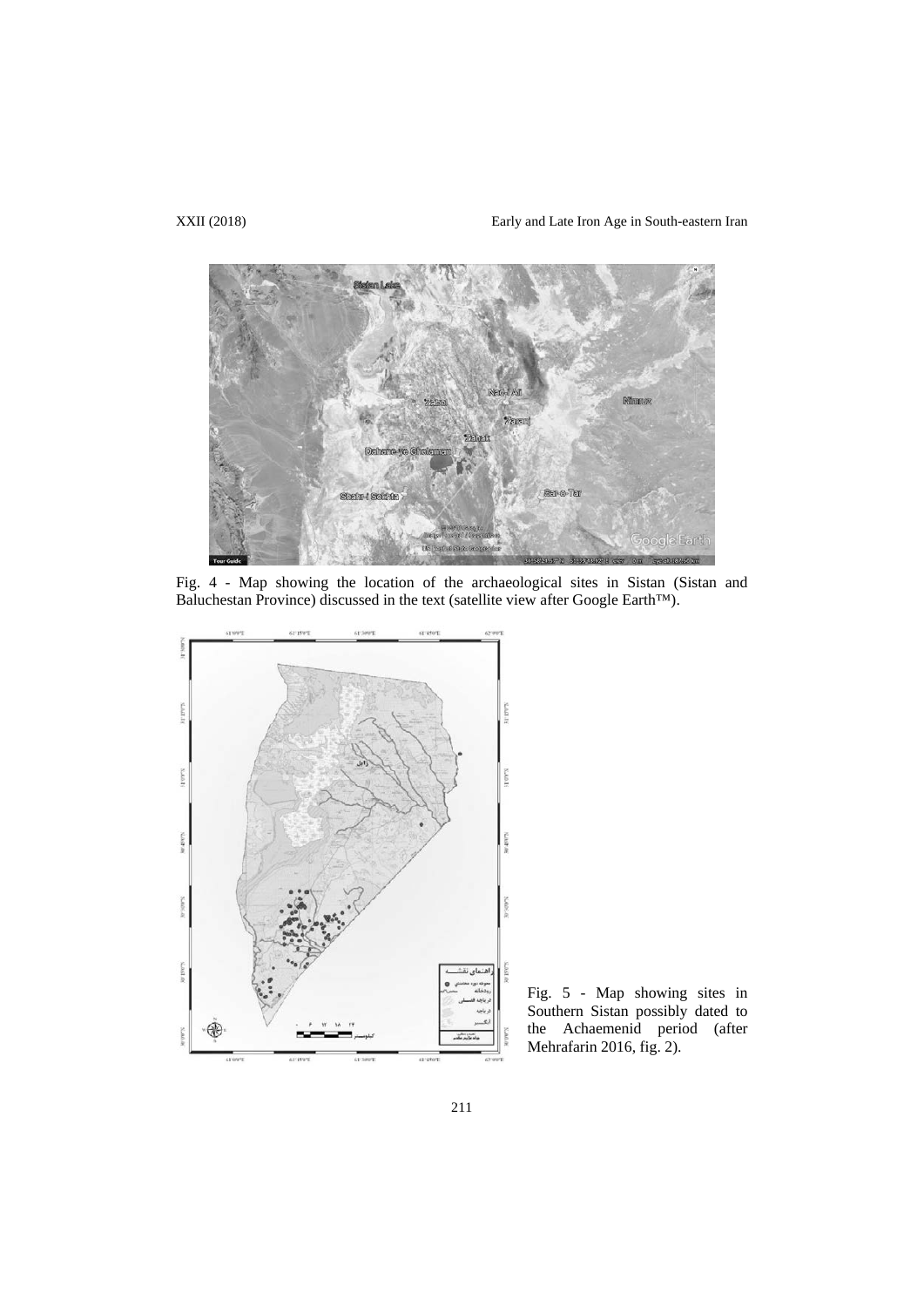Fig. 4 - Map showing the location of the archaeological sites in Sistan (Sistan and Baluchestan Province) discussed in the text (satellite view after Google Earth™).

Fig. 5 - Map showing sites in Southern Sistan possibly dated to the Achaemenid period (after Mehrafarin 2016, fig. 2).